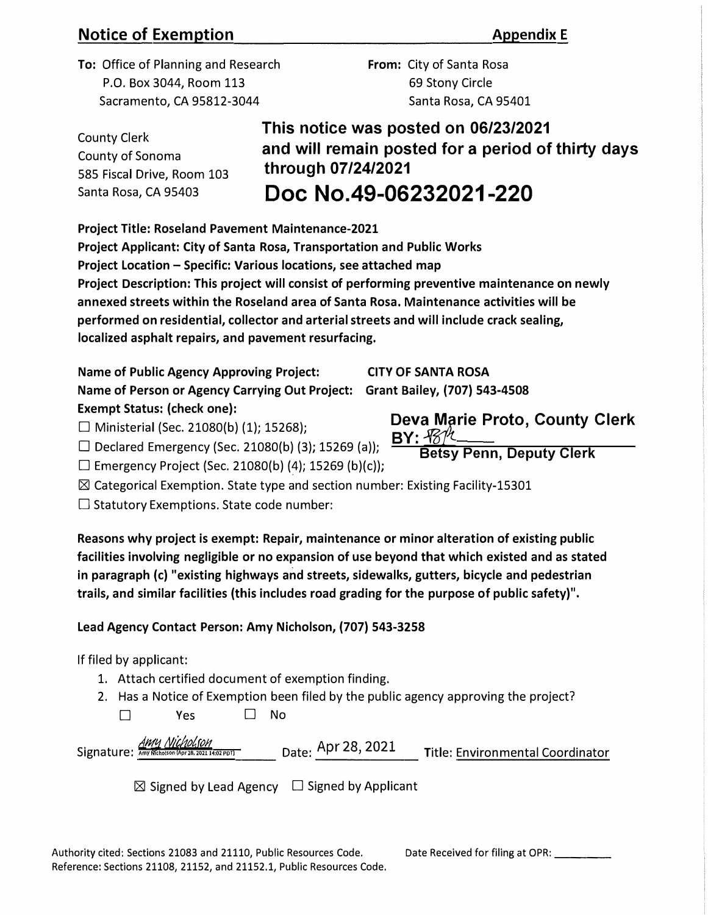# Notice of Exemption

**Appendix E**

**To:** Office of Planning and Research
P.O. Box 3044, Room 113
Sacramento, CA 95812-3044

**From:** City of Santa Rosa
69 Stony Circle
Santa Rosa, CA 95401

County Clerk
County of Sonoma
585 Fiscal Drive, Room 103
Santa Rosa, CA 95403

**This notice was posted on 06/23/2021 and will remain posted for a period of thirty days through 07/24/2021**

## Doc No.49-06232021-220

**Project Title: Roseland Pavement Maintenance-2021**

**Project Applicant: City of Santa Rosa, Transportation and Public Works**

**Project Location – Specific: Various locations, see attached map**

**Project Description: This project will consist of performing preventive maintenance on newly annexed streets within the Roseland area of Santa Rosa. Maintenance activities will be performed on residential, collector and arterial streets and will include crack sealing, localized asphalt repairs, and pavement resurfacing.**

**Name of Public Agency Approving Project:** **CITY OF SANTA ROSA**

**Name of Person or Agency Carrying Out Project:** **Grant Bailey, (707) 543-4508**

**Exempt Status: (check one):**

☐ Ministerial (Sec. 21080(b) (1); 15268);

☐ Declared Emergency (Sec. 21080(b) (3); 15269 (a));

☐ Emergency Project (Sec. 21080(b) (4); 15269 (b)(c));

☒ Categorical Exemption. State type and section number: Existing Facility-15301

☐ Statutory Exemptions. State code number:

**Deva Marie Proto, County Clerk**
**BY:** _[signature]_
**Betsy Penn, Deputy Clerk**

**Reasons why project is exempt: Repair, maintenance or minor alteration of existing public facilities involving negligible or no expansion of use beyond that which existed and as stated in paragraph (c) "existing highways and streets, sidewalks, gutters, bicycle and pedestrian trails, and similar facilities (this includes road grading for the purpose of public safety)".**

**Lead Agency Contact Person: Amy Nicholson, (707) 543-3258**

If filed by applicant:

1. Attach certified document of exemption finding.
2. Has a Notice of Exemption been filed by the public agency approving the project?

   ☐ Yes ☐ No

Signature: _Amy Nicholson_ (Amy Nicholson (Apr 28, 2021 14:02 PDT)) Date: Apr 28, 2021 Title: Environmental Coordinator

☒ Signed by Lead Agency ☐ Signed by Applicant

Authority cited: Sections 21083 and 21110, Public Resources Code.
Reference: Sections 21108, 21152, and 21152.1, Public Resources Code.

Date Received for filing at OPR: \_\_\_\_\_\_\_\_\_\_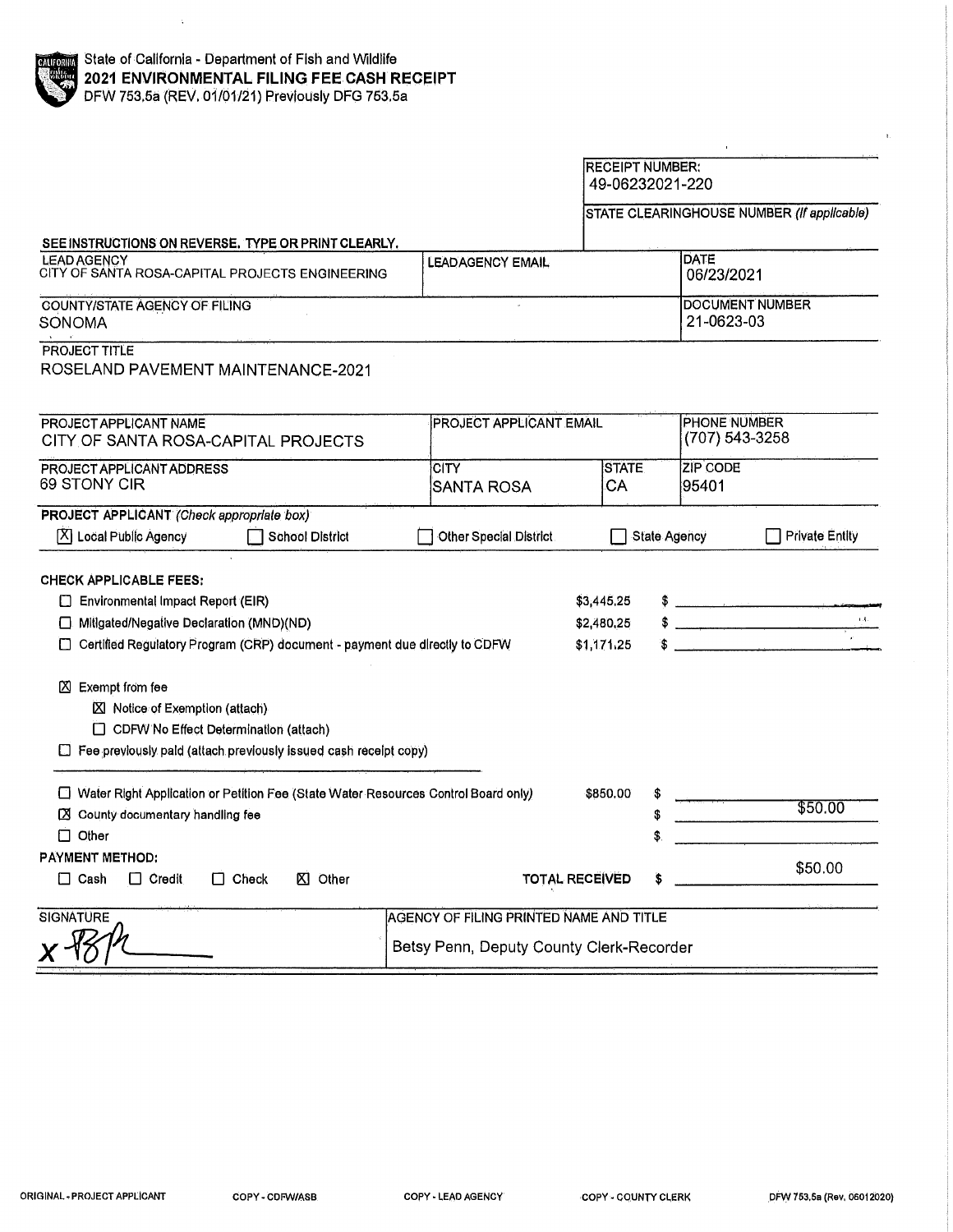State of California - Department of Fish and Wildlife

**2021 ENVIRONMENTAL FILING FEE CASH RECEIPT**

DFW 753.5a (REV. 01/01/21) Previously DFG 753.5a

| RECEIPT NUMBER: |
| --- |
| 49-06232021-220 |
| STATE CLEARINGHOUSE NUMBER *(If applicable)* |
| |

SEE INSTRUCTIONS ON REVERSE. TYPE OR PRINT CLEARLY.

| LEAD AGENCY | LEAD AGENCY EMAIL | DATE |
| --- | --- | --- |
| CITY OF SANTA ROSA-CAPITAL PROJECTS ENGINEERING | | 06/23/2021 |
| COUNTY/STATE AGENCY OF FILING | | DOCUMENT NUMBER |
| SONOMA | | 21-0623-03 |

PROJECT TITLE

ROSELAND PAVEMENT MAINTENANCE-2021

| PROJECT APPLICANT NAME | PROJECT APPLICANT EMAIL | | PHONE NUMBER |
| --- | --- | --- | --- |
| CITY OF SANTA ROSA-CAPITAL PROJECTS | | | (707) 543-3258 |
| PROJECT APPLICANT ADDRESS | CITY | STATE | ZIP CODE |
| 69 STONY CIR | SANTA ROSA | CA | 95401 |

**PROJECT APPLICANT** *(Check appropriate box)*

☒ Local Public Agency ☐ School District ☐ Other Special District ☐ State Agency ☐ Private Entity

**CHECK APPLICABLE FEES:**

| | | |
| --- | --- | --- |
| ☐ Environmental Impact Report (EIR) | $3,445.25 | $ |
| ☐ Mitigated/Negative Declaration (MND)(ND) | $2,480.25 | $ |
| ☐ Certified Regulatory Program (CRP) document - payment due directly to CDFW | $1,171.25 | $ |

☒ Exempt from fee

- ☒ Notice of Exemption (attach)
- ☐ CDFW No Effect Determination (attach)

☐ Fee previously paid (attach previously issued cash receipt copy)

| | | |
| --- | --- | --- |
| ☐ Water Right Application or Petition Fee (State Water Resources Control Board only) | $850.00 | $ |
| ☒ County documentary handling fee | | $ $50.00 |
| ☐ Other | | $ |

**PAYMENT METHOD:**

☐ Cash ☐ Credit ☐ Check ☒ Other **TOTAL RECEIVED** $ $50.00

| SIGNATURE | AGENCY OF FILING PRINTED NAME AND TITLE |
| --- | --- |
| x [signature] | Betsy Penn, Deputy County Clerk-Recorder |

ORIGINAL - PROJECT APPLICANT COPY - CDFW/ASB COPY - LEAD AGENCY COPY - COUNTY CLERK DFW 753.5a (Rev. 06012020)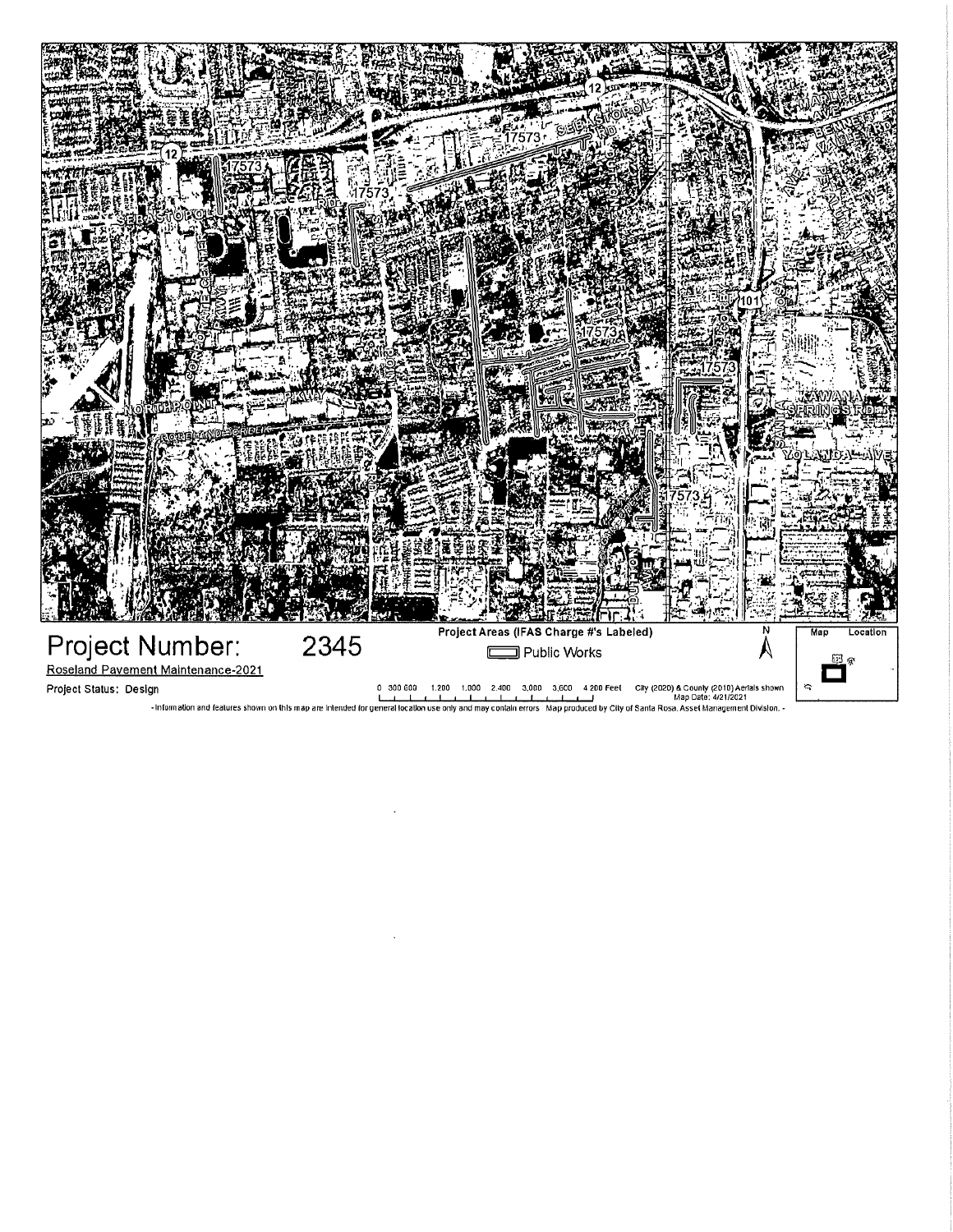# Project Number: 2345

Roseland Pavement Maintenance-2021

Project Status: Design

**Project Areas (IFAS Charge #'s Labeled)**

Public Works

0 300 600 1,200 1,800 2,400 3,000 3,600 4,200 Feet

City (2020) & County (2018) Aerials shown

Map Date: 4/21/2021

Map Location

- Information and features shown on this map are intended for general location use only and may contain errors. Map produced by City of Santa Rosa, Asset Management Division. -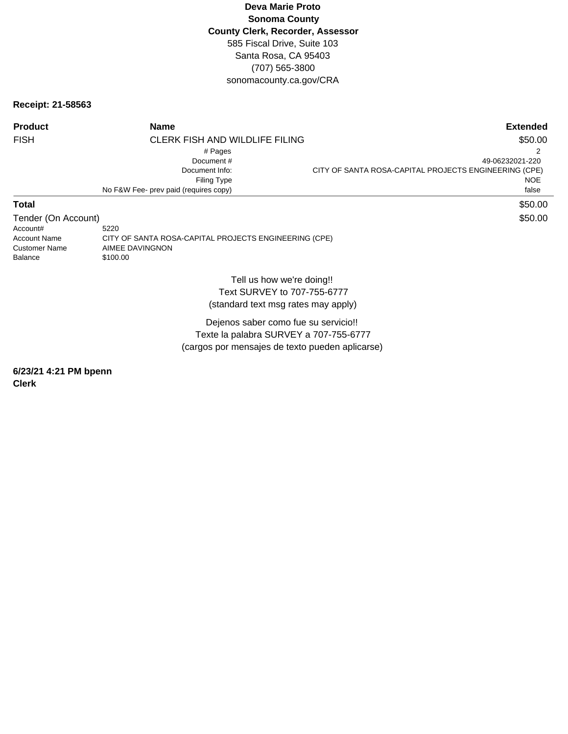**Deva Marie Proto**
**Sonoma County**
**County Clerk, Recorder, Assessor**
585 Fiscal Drive, Suite 103
Santa Rosa, CA 95403
(707) 565-3800
sonomacounty.ca.gov/CRA

**Receipt: 21-58563**

| **Product** | **Name** | | **Extended** |
|---|---|---|---|
| FISH | CLERK FISH AND WILDLIFE FILING | | $50.00 |
| | # Pages | | 2 |
| | Document # | | 49-06232021-220 |
| | Document Info: | | CITY OF SANTA ROSA-CAPITAL PROJECTS ENGINEERING (CPE) |
| | Filing Type | | NOE |
| | No F&W Fee- prev paid (requires copy) | | false |
| **Total** | | | $50.00 |

| | | |
|---|---|---|
| Tender (On Account) | | $50.00 |
| Account# | 5220 | |
| Account Name | CITY OF SANTA ROSA-CAPITAL PROJECTS ENGINEERING (CPE) | |
| Customer Name | AIMEE DAVINGNON | |
| Balance | $100.00 | |

Tell us how we're doing!!
Text SURVEY to 707-755-6777
(standard text msg rates may apply)

Dejenos saber como fue su servicio!!
Texte la palabra SURVEY a 707-755-6777
(cargos por mensajes de texto pueden aplicarse)

**6/23/21 4:21 PM bpenn**
**Clerk**